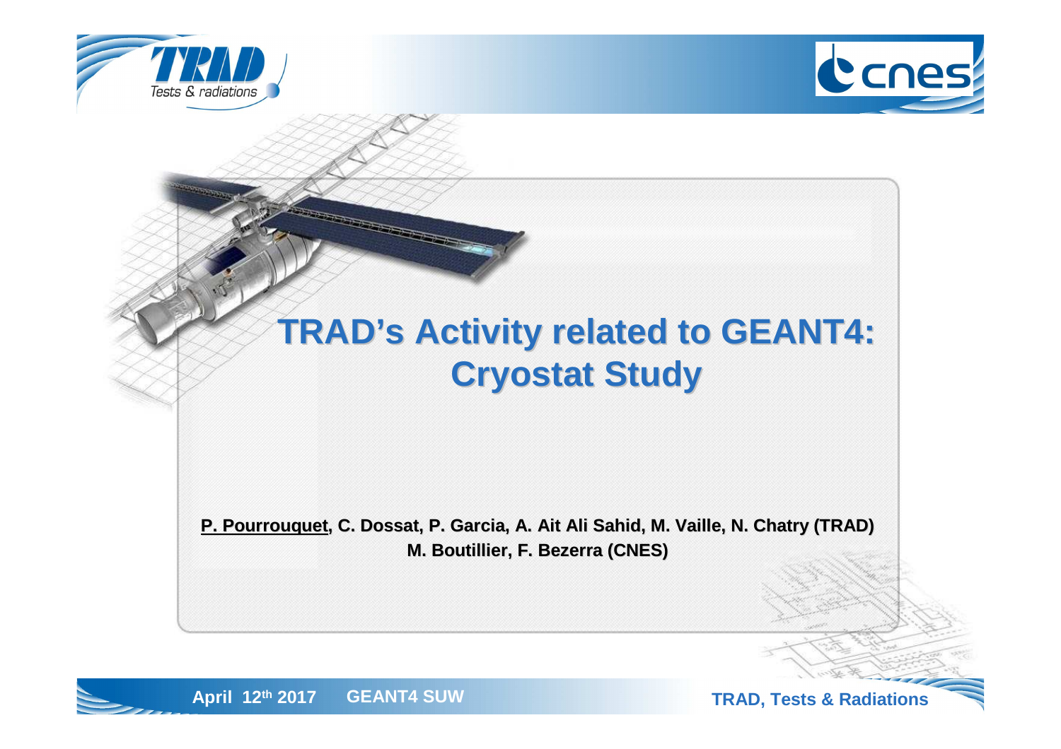# TRAD's Activity related to GEANT4: Cryostat Study

**<u>P. Pourrouquet</u>, C. Dossat, P. Garcia, A. Ait Ali Sahid, M. Vaille, N. Chatry (TRAD)**

**M. Boutillier, F. Bezerra (CNES)**

**April 12th 2017 GEANT4 SUW**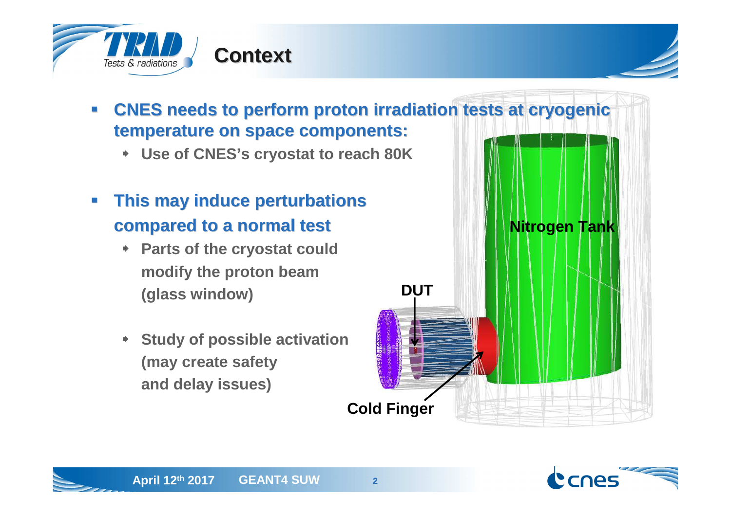# Context

- **CNES needs to perform proton irradiation tests at cryogenic temperature on space components:**
  - **Use of CNES's cryostat to reach 80K**

- **This may induce perturbations compared to a normal test**
  - **Parts of the cryostat could modify the proton beam (glass window)**
  - **Study of possible activation (may create safety and delay issues)**

Nitrogen Tank

DUT

Cold Finger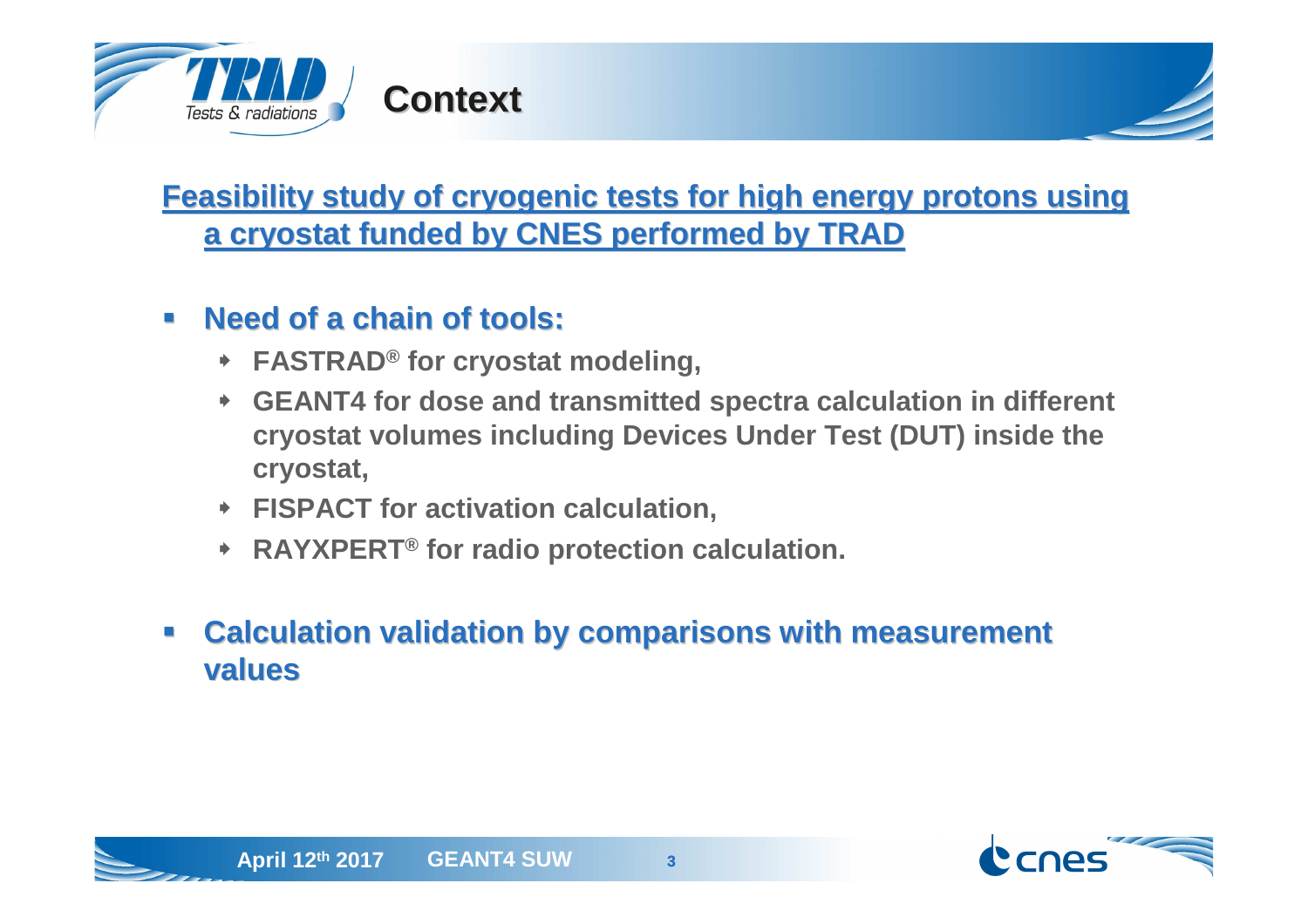# Context

**Feasibility study of cryogenic tests for high energy protons using a cryostat funded by CNES performed by TRAD**

- **Need of a chain of tools:**
  - **FASTRAD® for cryostat modeling,**
  - **GEANT4 for dose and transmitted spectra calculation in different cryostat volumes including Devices Under Test (DUT) inside the cryostat,**
  - **FISPACT for activation calculation,**
  - **RAYXPERT® for radio protection calculation.**
- **Calculation validation by comparisons with measurement values**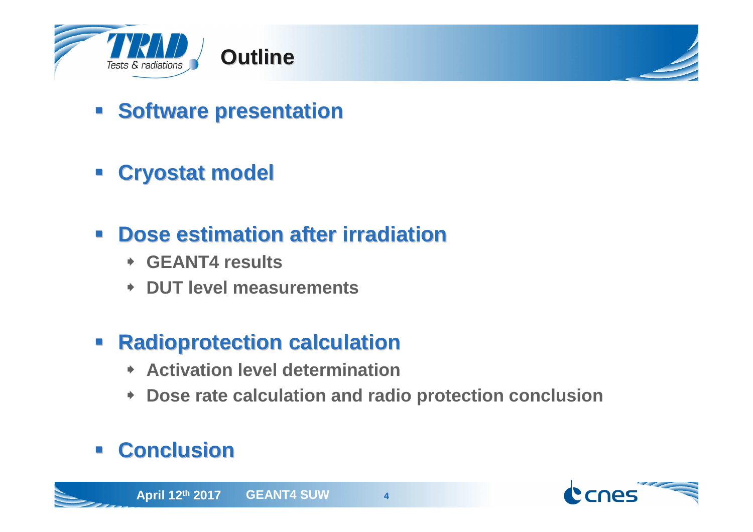# Outline

- **Software presentation**
- **Cryostat model**
- **Dose estimation after irradiation**
  - GEANT4 results
  - DUT level measurements
- **Radioprotection calculation**
  - Activation level determination
  - Dose rate calculation and radio protection conclusion
- **Conclusion**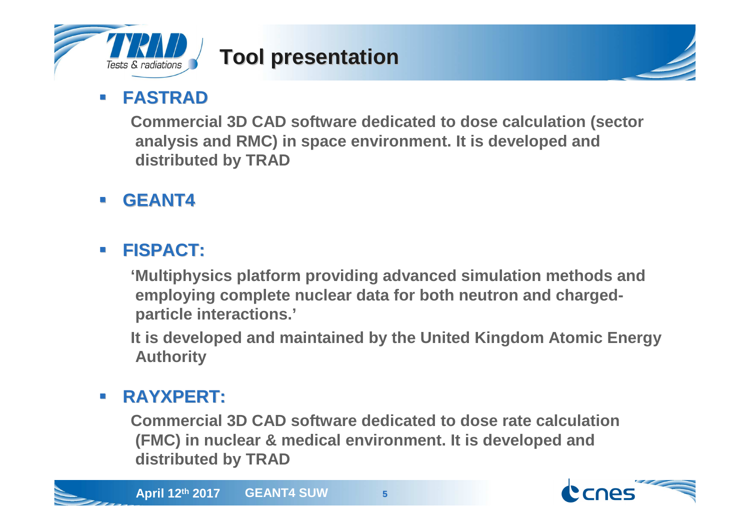# Tool presentation

- **FASTRAD**

  **Commercial 3D CAD software dedicated to dose calculation (sector analysis and RMC) in space environment. It is developed and distributed by TRAD**

- **GEANT4**

- **FISPACT:**

  **'Multiphysics platform providing advanced simulation methods and employing complete nuclear data for both neutron and charged-particle interactions.'**

  **It is developed and maintained by the United Kingdom Atomic Energy Authority**

- **RAYXPERT:**

  **Commercial 3D CAD software dedicated to dose rate calculation (FMC) in nuclear & medical environment. It is developed and distributed by TRAD**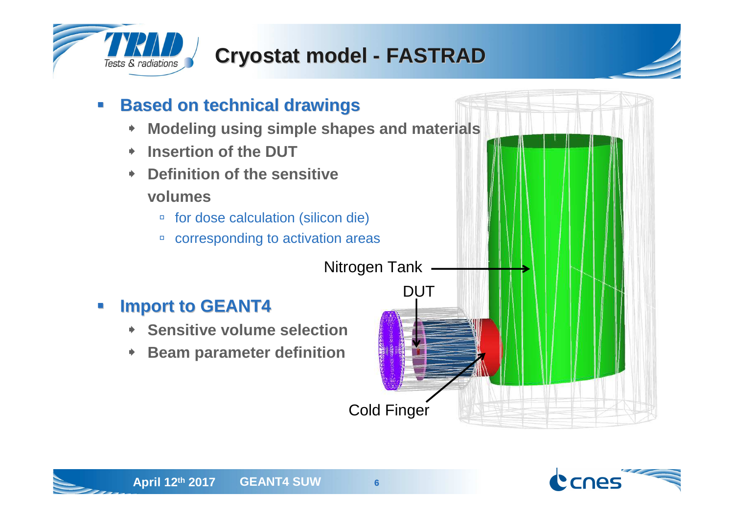# Cryostat model - FASTRAD

- **Based on technical drawings**
  - **Modeling using simple shapes and materials**
  - **Insertion of the DUT**
  - **Definition of the sensitive volumes**
    - for dose calculation (silicon die)
    - corresponding to activation areas

- **Import to GEANT4**
  - **Sensitive volume selection**
  - **Beam parameter definition**

Nitrogen Tank

DUT

Cold Finger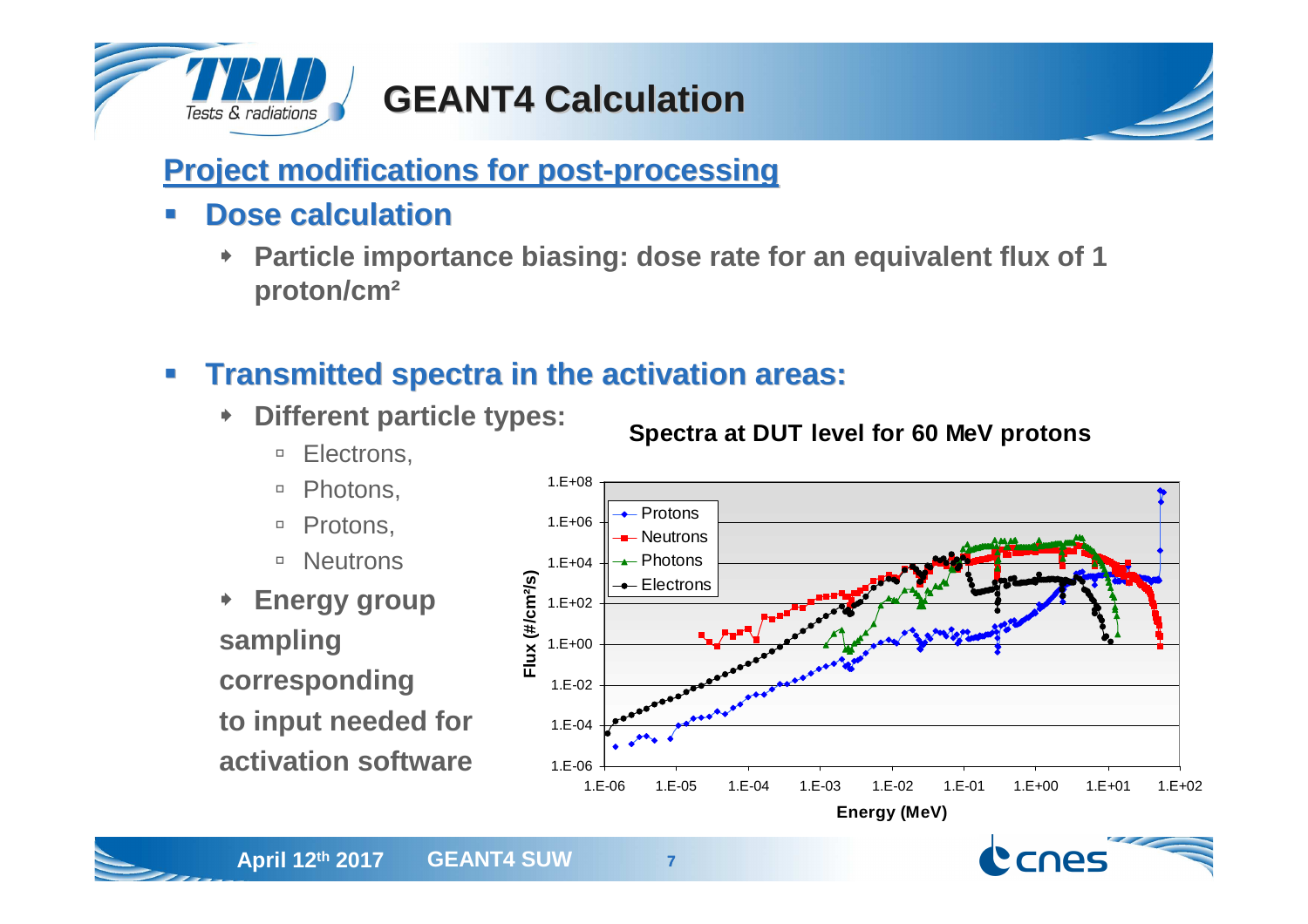# GEANT4 Calculation

## Project modifications for post-processing

- **Dose calculation**
  - **Particle importance biasing: dose rate for an equivalent flux of 1 proton/cm²**

- **Transmitted spectra in the activation areas:**
  - **Different particle types:**
    - Electrons,
    - Photons,
    - Protons,
    - Neutrons
  - **Energy group sampling corresponding to input needed for activation software**

**Spectra at DUT level for 60 MeV protons**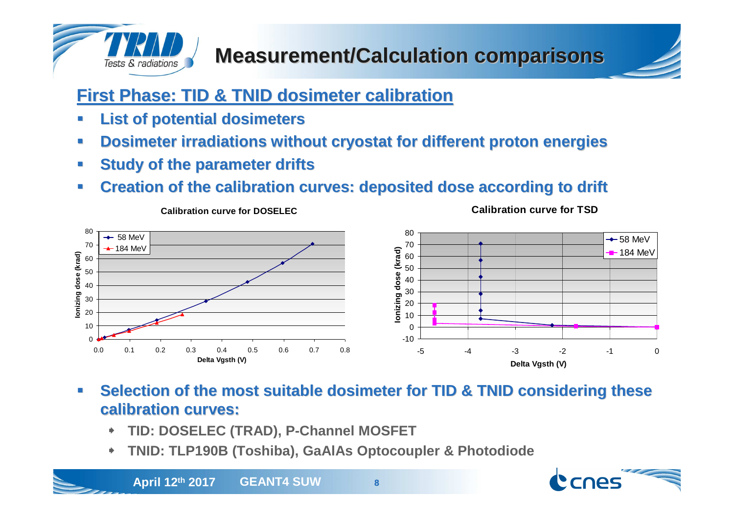# Measurement/Calculation comparisons

## First Phase: TID & TNID dosimeter calibration

- List of potential dosimeters
- Dosimeter irradiations without cryostat for different proton energies
- Study of the parameter drifts
- Creation of the calibration curves: deposited dose according to drift

**Calibration curve for DOSELEC**

**Calibration curve for TSD**

- Selection of the most suitable dosimeter for TID & TNID considering these calibration curves:
  - TID: DOSELEC (TRAD), P-Channel MOSFET
  - TNID: TLP190B (Toshiba), GaAlAs Optocoupler & Photodiode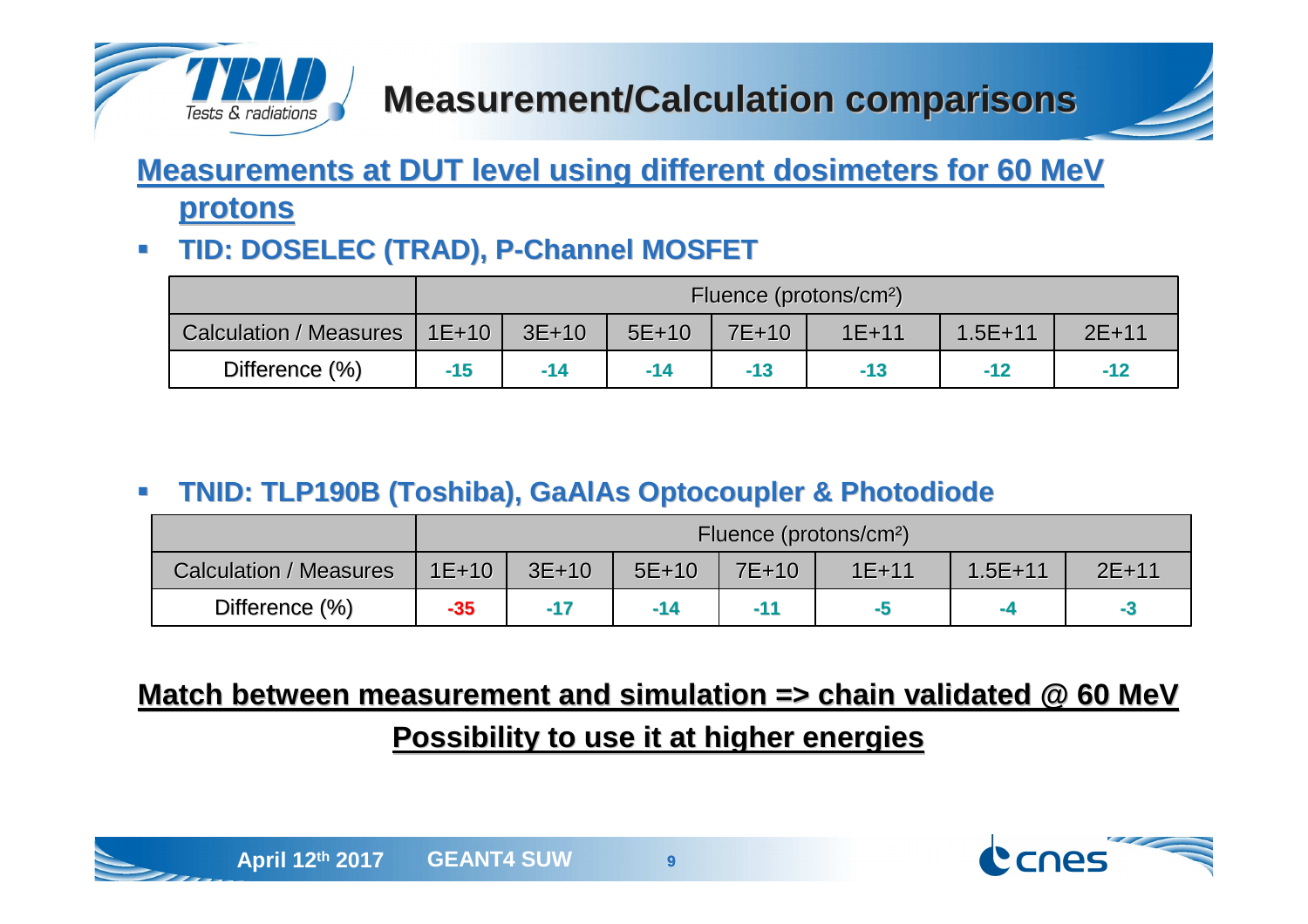# Measurement/Calculation comparisons

## Measurements at DUT level using different dosimeters for 60 MeV protons

- **TID: DOSELEC (TRAD), P-Channel MOSFET**

| | Fluence (protons/cm²) | | | | | | |
|---|---|---|---|---|---|---|---|
| Calculation / Measures | 1E+10 | 3E+10 | 5E+10 | 7E+10 | 1E+11 | 1.5E+11 | 2E+11 |
| Difference (%) | -15 | -14 | -14 | -13 | -13 | -12 | -12 |

- **TNID: TLP190B (Toshiba), GaAlAs Optocoupler & Photodiode**

| | Fluence (protons/cm²) | | | | | | |
|---|---|---|---|---|---|---|---|
| Calculation / Measures | 1E+10 | 3E+10 | 5E+10 | 7E+10 | 1E+11 | 1.5E+11 | 2E+11 |
| Difference (%) | -35 | -17 | -14 | -11 | -5 | -4 | -3 |

**Match between measurement and simulation => chain validated @ 60 MeV**

**Possibility to use it at higher energies**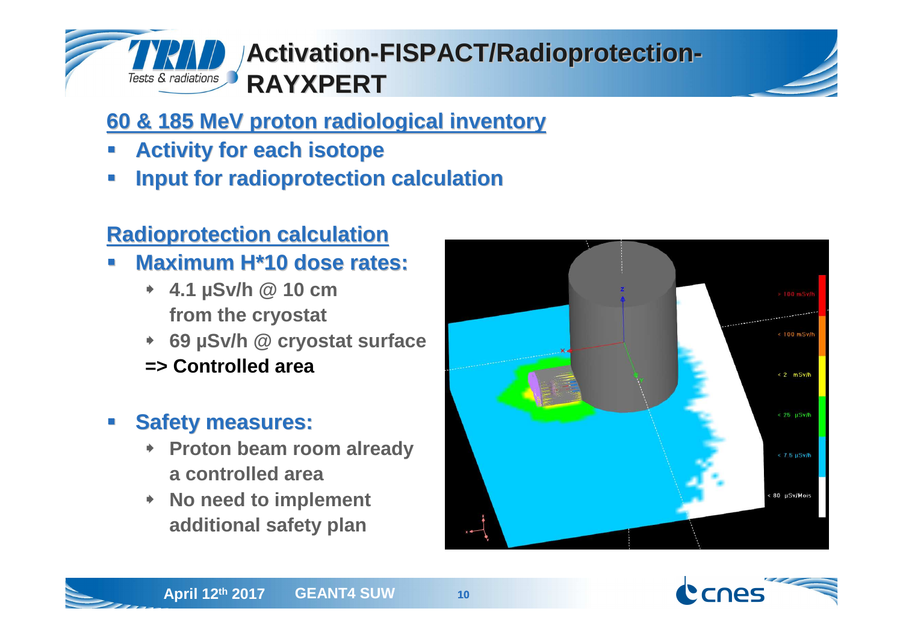# Activation-FISPACT/Radioprotection-RAYXPERT

## 60 & 185 MeV proton radiological inventory

- **Activity for each isotope**
- **Input for radioprotection calculation**

## Radioprotection calculation

- **Maximum H*10 dose rates:**
  - **4.1 µSv/h @ 10 cm from the cryostat**
  - **69 µSv/h @ cryostat surface**

  **=> Controlled area**

- **Safety measures:**
  - **Proton beam room already a controlled area**
  - **No need to implement additional safety plan**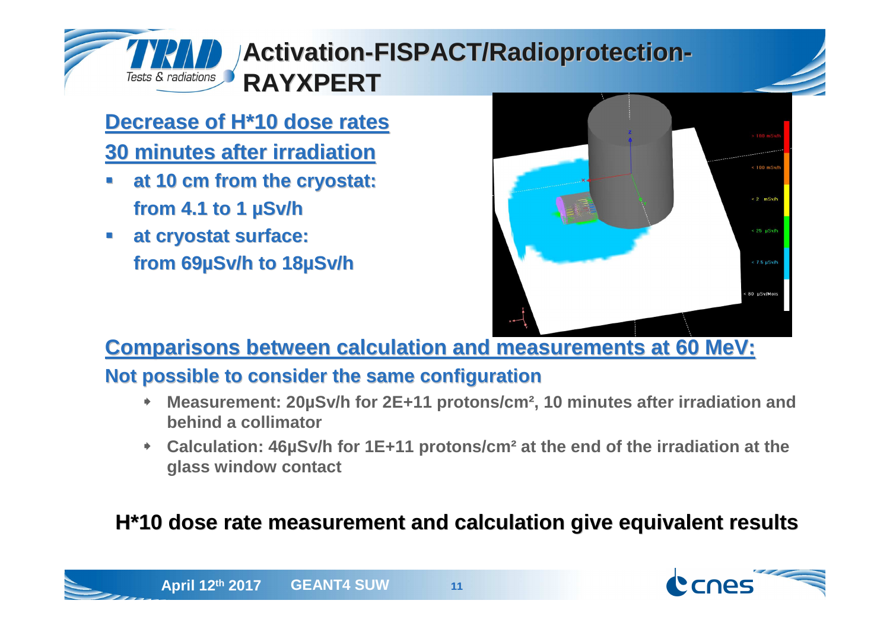# Activation-FISPACT/Radioprotection-RAYXPERT

## Decrease of H*10 dose rates

## 30 minutes after irradiation

- **at 10 cm from the cryostat: from 4.1 to 1 µSv/h**
- **at cryostat surface: from 69µSv/h to 18µSv/h**

## Comparisons between calculation and measurements at 60 MeV:

### Not possible to consider the same configuration

- **Measurement: 20µSv/h for 2E+11 protons/cm², 10 minutes after irradiation and behind a collimator**
- **Calculation: 46µSv/h for 1E+11 protons/cm² at the end of the irradiation at the glass window contact**

**H*10 dose rate measurement and calculation give equivalent results**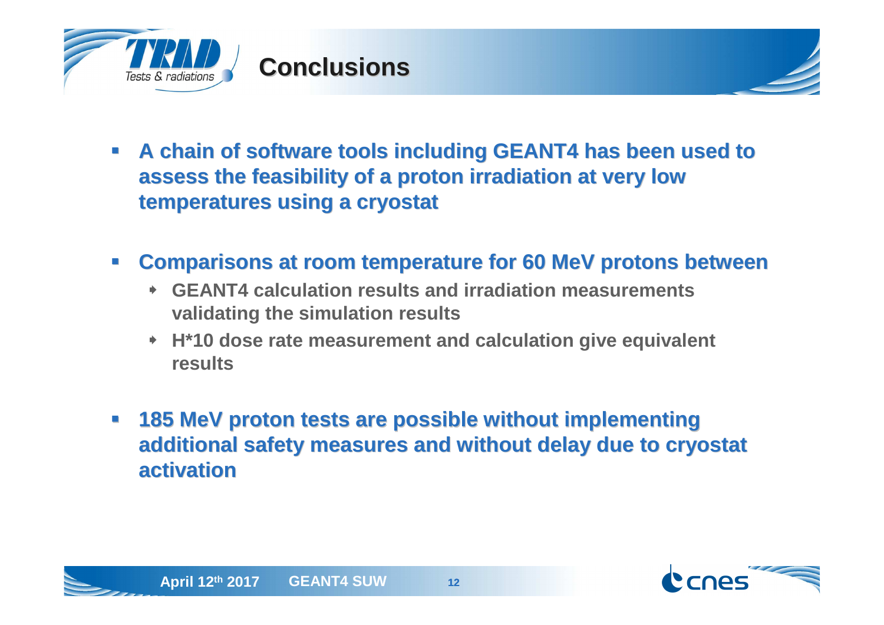# Conclusions

- **A chain of software tools including GEANT4 has been used to assess the feasibility of a proton irradiation at very low temperatures using a cryostat**

- **Comparisons at room temperature for 60 MeV protons between**
  - **GEANT4 calculation results and irradiation measurements validating the simulation results**
  - **H*10 dose rate measurement and calculation give equivalent results**

- **185 MeV proton tests are possible without implementing additional safety measures and without delay due to cryostat activation**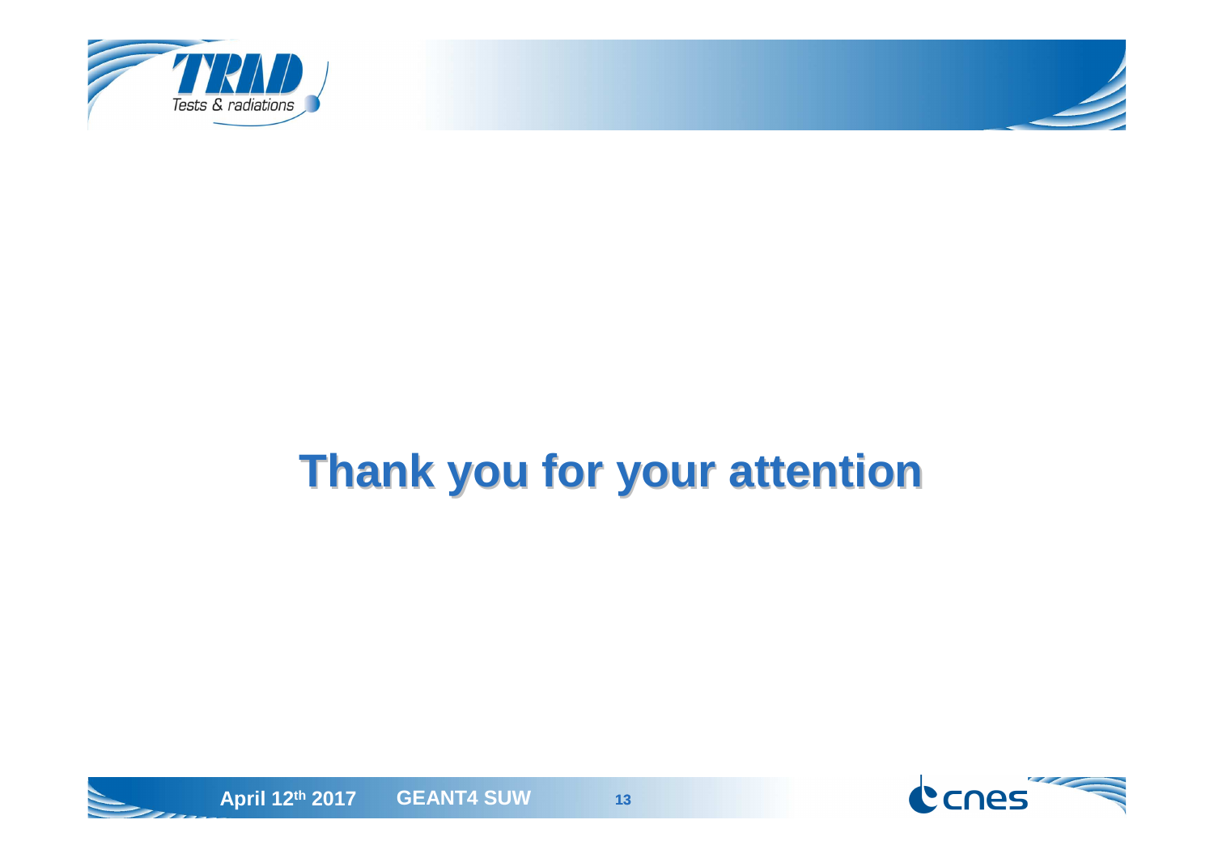# Thank you for your attention